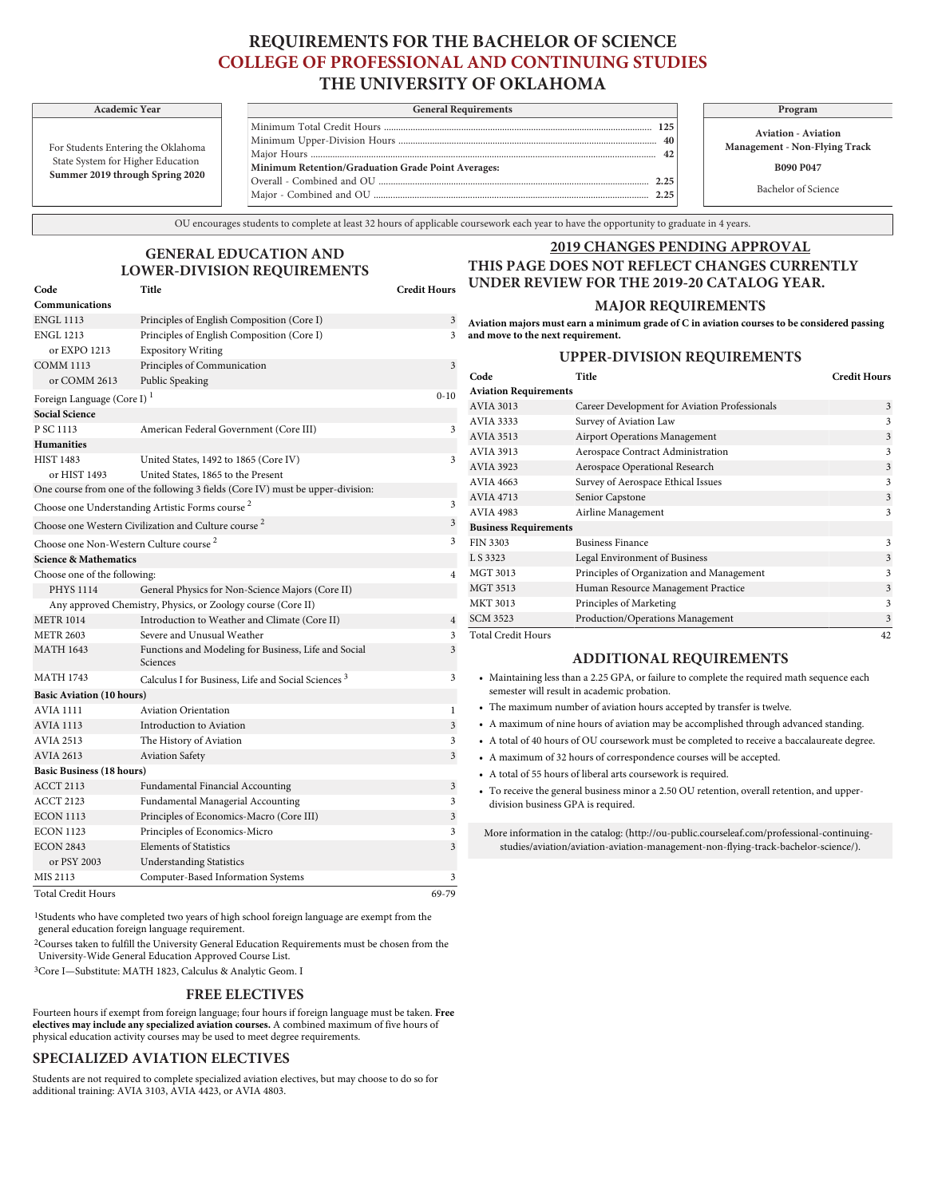# REQUIREMENTS FOR THE BACHELOR OF SCIENCE
# COLLEGE OF PROFESSIONAL AND CONTINUING STUDIES
# THE UNIVERSITY OF OKLAHOMA

| Academic Year |
|---|
| For Students Entering the Oklahoma State System for Higher Education **Summer 2019 through Spring 2020** |

| General Requirements | |
|---|---|
| Minimum Total Credit Hours | **125** |
| Minimum Upper-Division Hours | **40** |
| Major Hours | **42** |
| **Minimum Retention/Graduation Grade Point Averages:** | |
| Overall - Combined and OU | **2.25** |
| Major - Combined and OU | **2.25** |

| Program |
|---|
| **Aviation - Aviation Management - Non-Flying Track** |
| **B090 P047** |
| Bachelor of Science |

OU encourages students to complete at least 32 hours of applicable coursework each year to have the opportunity to graduate in 4 years.

## GENERAL EDUCATION AND LOWER-DIVISION REQUIREMENTS

| Code | Title | Credit Hours |
|---|---|---|
| **Communications** | | |
| ENGL 1113 | Principles of English Composition (Core I) | 3 |
| ENGL 1213 | Principles of English Composition (Core I) | 3 |
| or EXPO 1213 | Expository Writing | |
| COMM 1113 | Principles of Communication | 3 |
| or COMM 2613 | Public Speaking | |
| Foreign Language (Core I) [1] | | 0-10 |
| **Social Science** | | |
| P SC 1113 | American Federal Government (Core III) | 3 |
| **Humanities** | | |
| HIST 1483 | United States, 1492 to 1865 (Core IV) | 3 |
| or HIST 1493 | United States, 1865 to the Present | |
| One course from one of the following 3 fields (Core IV) must be upper-division: | | |
| Choose one Understanding Artistic Forms course [2] | | 3 |
| Choose one Western Civilization and Culture course [2] | | 3 |
| Choose one Non-Western Culture course [2] | | 3 |
| **Science & Mathematics** | | |
| Choose one of the following: | | 4 |
| PHYS 1114 | General Physics for Non-Science Majors (Core II) | |
| Any approved Chemistry, Physics, or Zoology course (Core II) | | |
| METR 1014 | Introduction to Weather and Climate (Core II) | 4 |
| METR 2603 | Severe and Unusual Weather | 3 |
| MATH 1643 | Functions and Modeling for Business, Life and Social Sciences | 3 |
| MATH 1743 | Calculus I for Business, Life and Social Sciences [3] | 3 |
| **Basic Aviation (10 hours)** | | |
| AVIA 1111 | Aviation Orientation | 1 |
| AVIA 1113 | Introduction to Aviation | 3 |
| AVIA 2513 | The History of Aviation | 3 |
| AVIA 2613 | Aviation Safety | 3 |
| **Basic Business (18 hours)** | | |
| ACCT 2113 | Fundamental Financial Accounting | 3 |
| ACCT 2123 | Fundamental Managerial Accounting | 3 |
| ECON 1113 | Principles of Economics-Macro (Core III) | 3 |
| ECON 1123 | Principles of Economics-Micro | 3 |
| ECON 2843 | Elements of Statistics | 3 |
| or PSY 2003 | Understanding Statistics | |
| MIS 2113 | Computer-Based Information Systems | 3 |
| Total Credit Hours | | 69-79 |

[1] Students who have completed two years of high school foreign language are exempt from the general education foreign language requirement.

[2] Courses taken to fulfill the University General Education Requirements must be chosen from the University-Wide General Education Approved Course List.

[3] Core I—Substitute: MATH 1823, Calculus & Analytic Geom. I

## FREE ELECTIVES

Fourteen hours if exempt from foreign language; four hours if foreign language must be taken. **Free electives may include any specialized aviation courses.** A combined maximum of five hours of physical education activity courses may be used to meet degree requirements.

## SPECIALIZED AVIATION ELECTIVES

Students are not required to complete specialized aviation electives, but may choose to do so for additional training: AVIA 3103, AVIA 4423, or AVIA 4803.

## 2019 CHANGES PENDING APPROVAL

## THIS PAGE DOES NOT REFLECT CHANGES CURRENTLY UNDER REVIEW FOR THE 2019-20 CATALOG YEAR.

## MAJOR REQUIREMENTS

**Aviation majors must earn a minimum grade of C in aviation courses to be considered passing and move to the next requirement.**

## UPPER-DIVISION REQUIREMENTS

| Code | Title | Credit Hours |
|---|---|---|
| **Aviation Requirements** | | |
| AVIA 3013 | Career Development for Aviation Professionals | 3 |
| AVIA 3333 | Survey of Aviation Law | 3 |
| AVIA 3513 | Airport Operations Management | 3 |
| AVIA 3913 | Aerospace Contract Administration | 3 |
| AVIA 3923 | Aerospace Operational Research | 3 |
| AVIA 4663 | Survey of Aerospace Ethical Issues | 3 |
| AVIA 4713 | Senior Capstone | 3 |
| AVIA 4983 | Airline Management | 3 |
| **Business Requirements** | | |
| FIN 3303 | Business Finance | 3 |
| L S 3323 | Legal Environment of Business | 3 |
| MGT 3013 | Principles of Organization and Management | 3 |
| MGT 3513 | Human Resource Management Practice | 3 |
| MKT 3013 | Principles of Marketing | 3 |
| SCM 3523 | Production/Operations Management | 3 |
| Total Credit Hours | | 42 |

## ADDITIONAL REQUIREMENTS

- Maintaining less than a 2.25 GPA, or failure to complete the required math sequence each semester will result in academic probation.
- The maximum number of aviation hours accepted by transfer is twelve.
- A maximum of nine hours of aviation may be accomplished through advanced standing.
- A total of 40 hours of OU coursework must be completed to receive a baccalaureate degree.
- A maximum of 32 hours of correspondence courses will be accepted.
- A total of 55 hours of liberal arts coursework is required.
- To receive the general business minor a 2.50 OU retention, overall retention, and upper-division business GPA is required.

More information in the catalog: (http://ou-public.courseleaf.com/professional-continuing-studies/aviation/aviation-aviation-management-non-flying-track-bachelor-science/).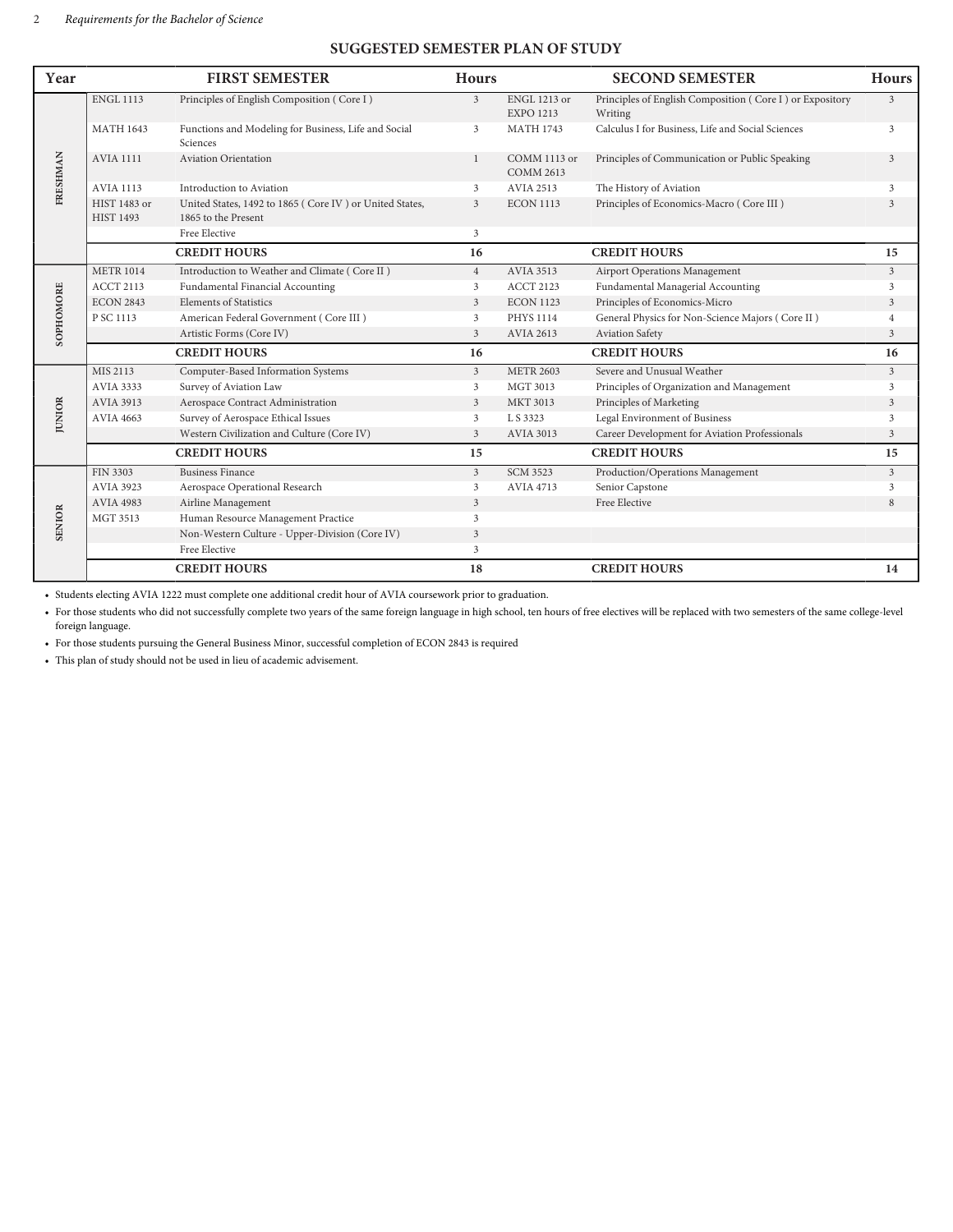## SUGGESTED SEMESTER PLAN OF STUDY

| Year | FIRST SEMESTER | | Hours | SECOND SEMESTER | | Hours |
|---|---|---|---|---|---|---|
| FRESHMAN | ENGL 1113 | Principles of English Composition ( Core I ) | 3 | ENGL 1213 or EXPO 1213 | Principles of English Composition ( Core I ) or Expository Writing | 3 |
| | MATH 1643 | Functions and Modeling for Business, Life and Social Sciences | 3 | MATH 1743 | Calculus I for Business, Life and Social Sciences | 3 |
| | AVIA 1111 | Aviation Orientation | 1 | COMM 1113 or COMM 2613 | Principles of Communication or Public Speaking | 3 |
| | AVIA 1113 | Introduction to Aviation | 3 | AVIA 2513 | The History of Aviation | 3 |
| | HIST 1483 or HIST 1493 | United States, 1492 to 1865 ( Core IV ) or United States, 1865 to the Present | 3 | ECON 1113 | Principles of Economics-Macro ( Core III ) | 3 |
| | | Free Elective | 3 | | | |
| | | **CREDIT HOURS** | **16** | | **CREDIT HOURS** | **15** |
| SOPHOMORE | METR 1014 | Introduction to Weather and Climate ( Core II ) | 4 | AVIA 3513 | Airport Operations Management | 3 |
| | ACCT 2113 | Fundamental Financial Accounting | 3 | ACCT 2123 | Fundamental Managerial Accounting | 3 |
| | ECON 2843 | Elements of Statistics | 3 | ECON 1123 | Principles of Economics-Micro | 3 |
| | P SC 1113 | American Federal Government ( Core III ) | 3 | PHYS 1114 | General Physics for Non-Science Majors ( Core II ) | 4 |
| | | Artistic Forms (Core IV) | 3 | AVIA 2613 | Aviation Safety | 3 |
| | | **CREDIT HOURS** | **16** | | **CREDIT HOURS** | **16** |
| JUNIOR | MIS 2113 | Computer-Based Information Systems | 3 | METR 2603 | Severe and Unusual Weather | 3 |
| | AVIA 3333 | Survey of Aviation Law | 3 | MGT 3013 | Principles of Organization and Management | 3 |
| | AVIA 3913 | Aerospace Contract Administration | 3 | MKT 3013 | Principles of Marketing | 3 |
| | AVIA 4663 | Survey of Aerospace Ethical Issues | 3 | L S 3323 | Legal Environment of Business | 3 |
| | | Western Civilization and Culture (Core IV) | 3 | AVIA 3013 | Career Development for Aviation Professionals | 3 |
| | | **CREDIT HOURS** | **15** | | **CREDIT HOURS** | **15** |
| SENIOR | FIN 3303 | Business Finance | 3 | SCM 3523 | Production/Operations Management | 3 |
| | AVIA 3923 | Aerospace Operational Research | 3 | AVIA 4713 | Senior Capstone | 3 |
| | AVIA 4983 | Airline Management | 3 | | Free Elective | 8 |
| | MGT 3513 | Human Resource Management Practice | 3 | | | |
| | | Non-Western Culture - Upper-Division (Core IV) | 3 | | | |
| | | Free Elective | 3 | | | |
| | | **CREDIT HOURS** | **18** | | **CREDIT HOURS** | **14** |

- Students electing AVIA 1222 must complete one additional credit hour of AVIA coursework prior to graduation.
- For those students who did not successfully complete two years of the same foreign language in high school, ten hours of free electives will be replaced with two semesters of the same college-level foreign language.
- For those students pursuing the General Business Minor, successful completion of ECON 2843 is required
- This plan of study should not be used in lieu of academic advisement.